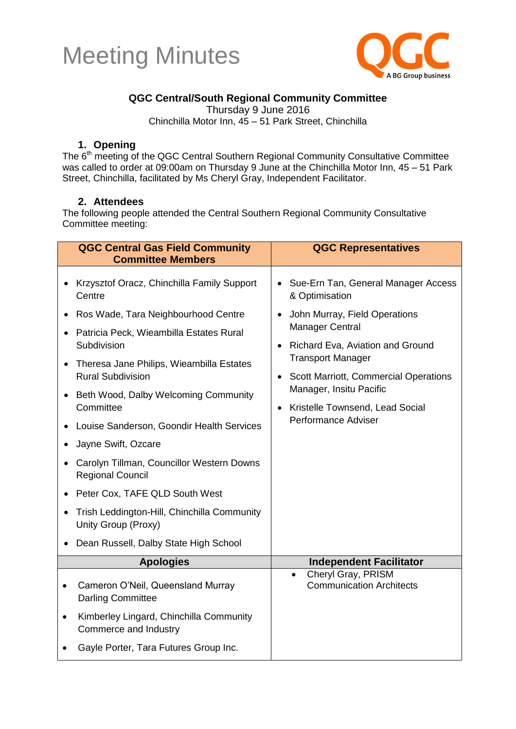# Meeting Minutes

**QGC Central/South Regional Community Committee**
Thursday 9 June 2016
Chinchilla Motor Inn, 45 – 51 Park Street, Chinchilla

## 1. Opening

The 6th meeting of the QGC Central Southern Regional Community Consultative Committee was called to order at 09:00am on Thursday 9 June at the Chinchilla Motor Inn, 45 – 51 Park Street, Chinchilla, facilitated by Ms Cheryl Gray, Independent Facilitator.

## 2. Attendees

The following people attended the Central Southern Regional Community Consultative Committee meeting:

| QGC Central Gas Field Community Committee Members | QGC Representatives |
|---|---|
| • Krzysztof Oracz, Chinchilla Family Support Centre<br>• Ros Wade, Tara Neighbourhood Centre<br>• Patricia Peck, Wieambilla Estates Rural Subdivision<br>• Theresa Jane Philips, Wieambilla Estates Rural Subdivision<br>• Beth Wood, Dalby Welcoming Community Committee<br>• Louise Sanderson, Goondir Health Services<br>• Jayne Swift, Ozcare<br>• Carolyn Tillman, Councillor Western Downs Regional Council<br>• Peter Cox, TAFE QLD South West<br>• Trish Leddington-Hill, Chinchilla Community Unity Group (Proxy)<br>• Dean Russell, Dalby State High School | • Sue-Ern Tan, General Manager Access & Optimisation<br>• John Murray, Field Operations Manager Central<br>• Richard Eva, Aviation and Ground Transport Manager<br>• Scott Marriott, Commercial Operations Manager, Insitu Pacific<br>• Kristelle Townsend, Lead Social Performance Adviser |
| **Apologies** | **Independent Facilitator** |
| • Cameron O'Neil, Queensland Murray Darling Committee<br>• Kimberley Lingard, Chinchilla Community Commerce and Industry<br>• Gayle Porter, Tara Futures Group Inc. | • Cheryl Gray, PRISM Communication Architects |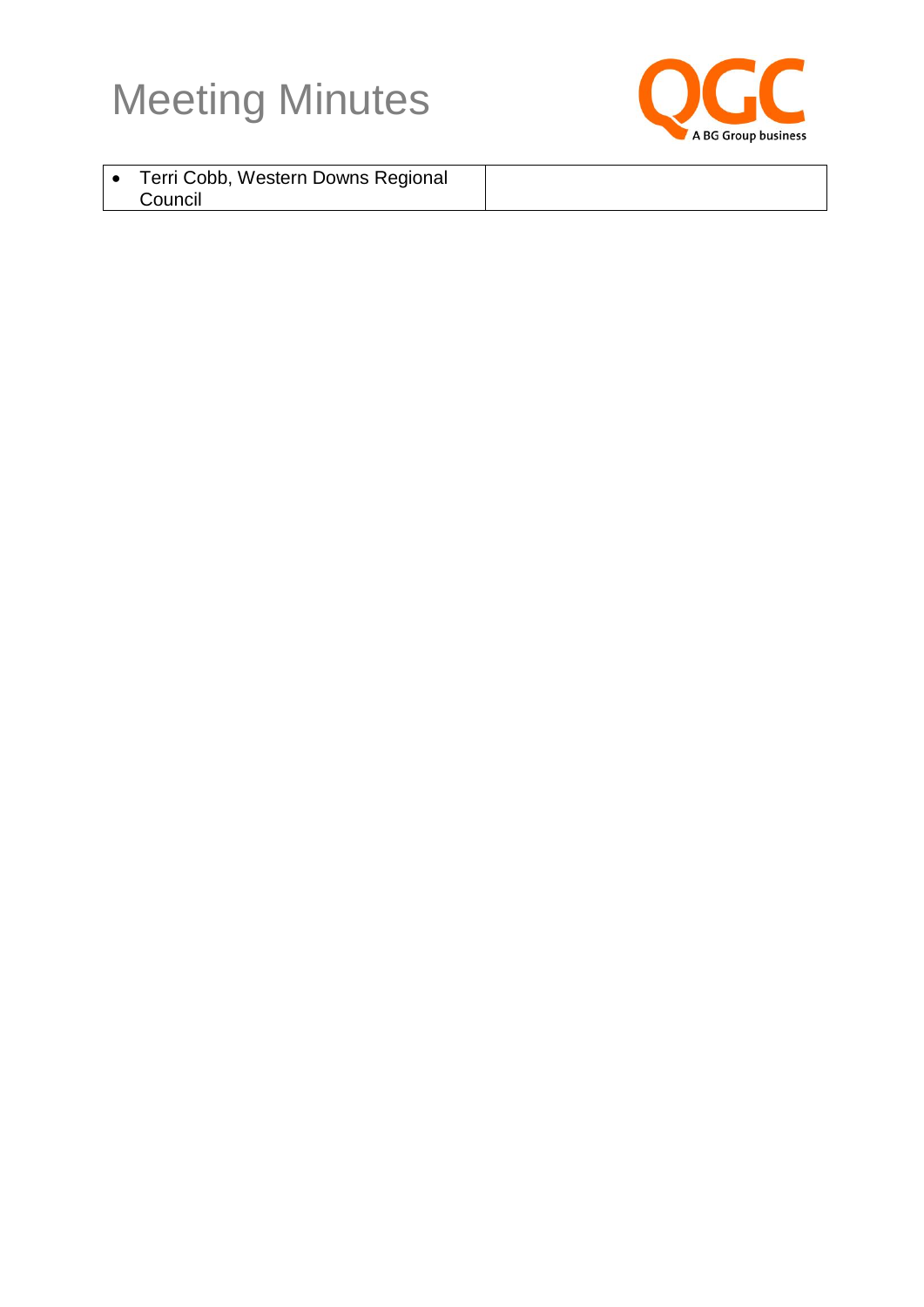| • Terri Cobb, Western Downs Regional Council | |
|---|---|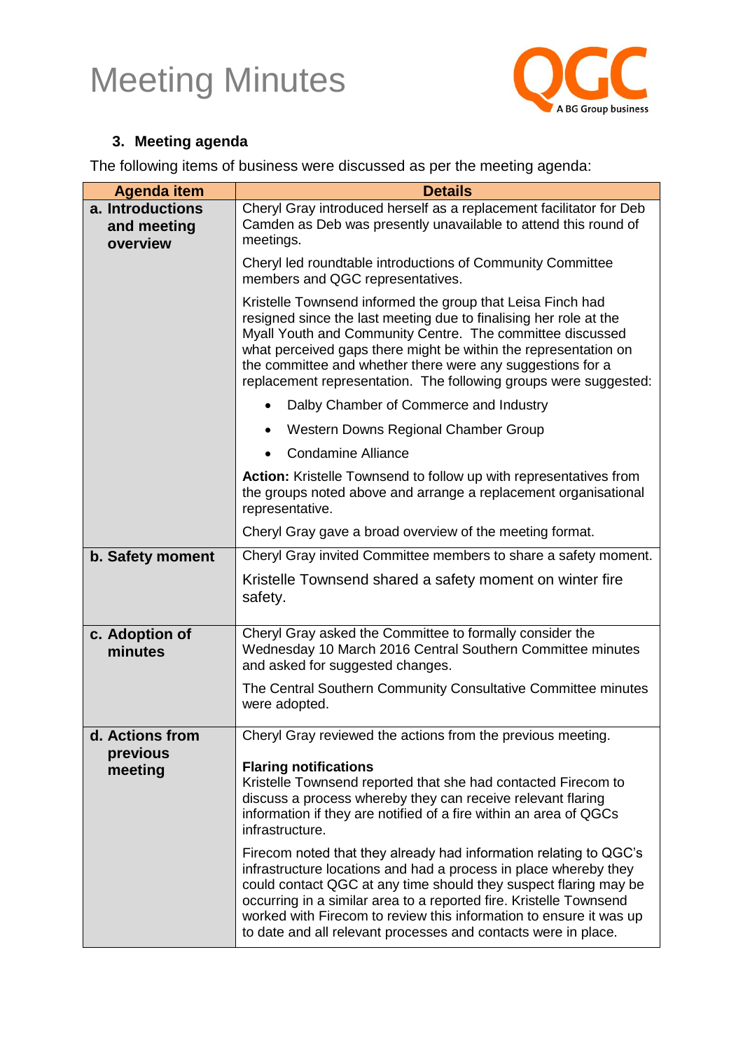# Meeting Minutes

### 3. Meeting agenda

The following items of business were discussed as per the meeting agenda:

| Agenda item | Details |
|---|---|
| **a. Introductions and meeting overview** | Cheryl Gray introduced herself as a replacement facilitator for Deb Camden as Deb was presently unavailable to attend this round of meetings.<br><br>Cheryl led roundtable introductions of Community Committee members and QGC representatives.<br><br>Kristelle Townsend informed the group that Leisa Finch had resigned since the last meeting due to finalising her role at the Myall Youth and Community Centre. The committee discussed what perceived gaps there might be within the representation on the committee and whether there were any suggestions for a replacement representation. The following groups were suggested:<br>• Dalby Chamber of Commerce and Industry<br>• Western Downs Regional Chamber Group<br>• Condamine Alliance<br><br>**Action:** Kristelle Townsend to follow up with representatives from the groups noted above and arrange a replacement organisational representative.<br><br>Cheryl Gray gave a broad overview of the meeting format. |
| **b. Safety moment** | Cheryl Gray invited Committee members to share a safety moment.<br><br>Kristelle Townsend shared a safety moment on winter fire safety. |
| **c. Adoption of minutes** | Cheryl Gray asked the Committee to formally consider the Wednesday 10 March 2016 Central Southern Committee minutes and asked for suggested changes.<br><br>The Central Southern Community Consultative Committee minutes were adopted. |
| **d. Actions from previous meeting** | Cheryl Gray reviewed the actions from the previous meeting.<br><br>**Flaring notifications**<br>Kristelle Townsend reported that she had contacted Firecom to discuss a process whereby they can receive relevant flaring information if they are notified of a fire within an area of QGCs infrastructure.<br><br>Firecom noted that they already had information relating to QGC's infrastructure locations and had a process in place whereby they could contact QGC at any time should they suspect flaring may be occurring in a similar area to a reported fire. Kristelle Townsend worked with Firecom to review this information to ensure it was up to date and all relevant processes and contacts were in place. |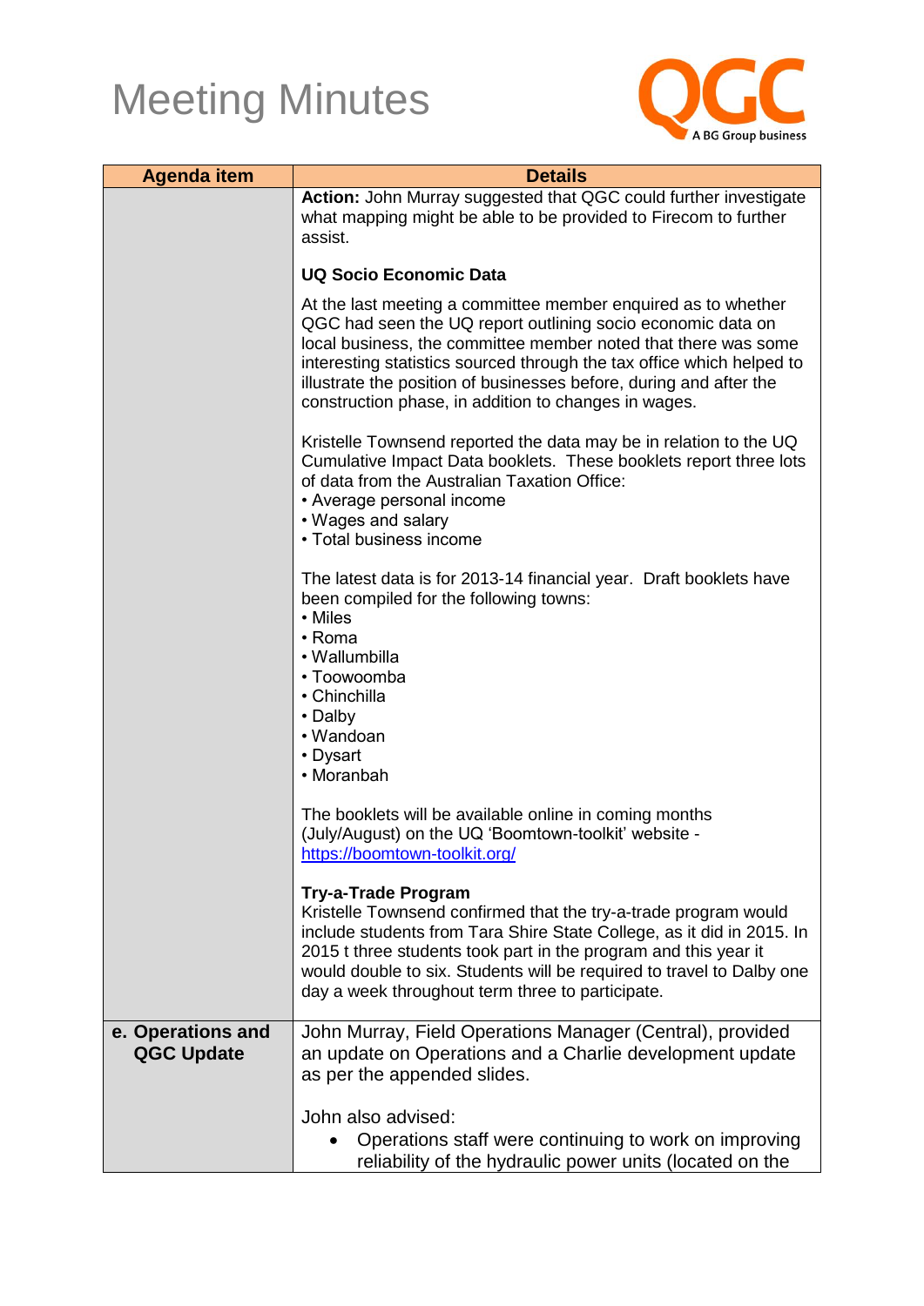# Meeting Minutes

| Agenda item | Details |
|---|---|
| | **Action:** John Murray suggested that QGC could further investigate what mapping might be able to be provided to Firecom to further assist.<br><br>**UQ Socio Economic Data**<br><br>At the last meeting a committee member enquired as to whether QGC had seen the UQ report outlining socio economic data on local business, the committee member noted that there was some interesting statistics sourced through the tax office which helped to illustrate the position of businesses before, during and after the construction phase, in addition to changes in wages.<br><br>Kristelle Townsend reported the data may be in relation to the UQ Cumulative Impact Data booklets. These booklets report three lots of data from the Australian Taxation Office:<br>• Average personal income<br>• Wages and salary<br>• Total business income<br><br>The latest data is for 2013-14 financial year. Draft booklets have been compiled for the following towns:<br>• Miles<br>• Roma<br>• Wallumbilla<br>• Toowoomba<br>• Chinchilla<br>• Dalby<br>• Wandoan<br>• Dysart<br>• Moranbah<br><br>The booklets will be available online in coming months (July/August) on the UQ 'Boomtown-toolkit' website - https://boomtown-toolkit.org/<br><br>**Try-a-Trade Program**<br>Kristelle Townsend confirmed that the try-a-trade program would include students from Tara Shire State College, as it did in 2015. In 2015 t three students took part in the program and this year it would double to six. Students will be required to travel to Dalby one day a week throughout term three to participate. |
| **e. Operations and QGC Update** | John Murray, Field Operations Manager (Central), provided an update on Operations and a Charlie development update as per the appended slides.<br><br>John also advised:<br>• Operations staff were continuing to work on improving reliability of the hydraulic power units (located on the |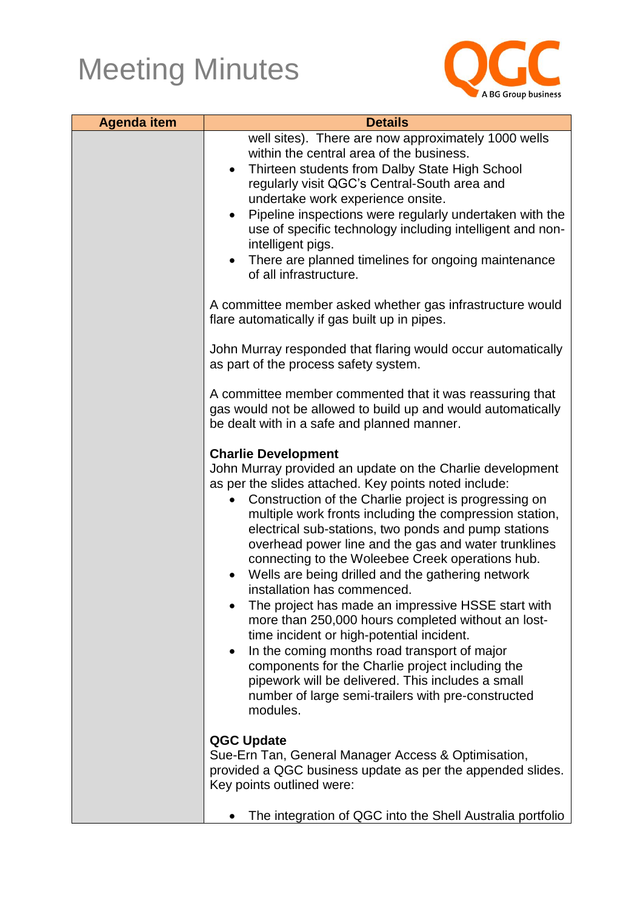# Meeting Minutes

| Agenda item | Details |
|---|---|
| | well sites). There are now approximately 1000 wells within the central area of the business.<br>• Thirteen students from Dalby State High School regularly visit QGC's Central-South area and undertake work experience onsite.<br>• Pipeline inspections were regularly undertaken with the use of specific technology including intelligent and non-intelligent pigs.<br>• There are planned timelines for ongoing maintenance of all infrastructure.<br><br>A committee member asked whether gas infrastructure would flare automatically if gas built up in pipes.<br><br>John Murray responded that flaring would occur automatically as part of the process safety system.<br><br>A committee member commented that it was reassuring that gas would not be allowed to build up and would automatically be dealt with in a safe and planned manner.<br><br>**Charlie Development**<br>John Murray provided an update on the Charlie development as per the slides attached. Key points noted include:<br>• Construction of the Charlie project is progressing on multiple work fronts including the compression station, electrical sub-stations, two ponds and pump stations overhead power line and the gas and water trunklines connecting to the Woleebee Creek operations hub.<br>• Wells are being drilled and the gathering network installation has commenced.<br>• The project has made an impressive HSSE start with more than 250,000 hours completed without an lost-time incident or high-potential incident.<br>• In the coming months road transport of major components for the Charlie project including the pipework will be delivered. This includes a small number of large semi-trailers with pre-constructed modules.<br><br>**QGC Update**<br>Sue-Ern Tan, General Manager Access & Optimisation, provided a QGC business update as per the appended slides. Key points outlined were:<br><br>• The integration of QGC into the Shell Australia portfolio |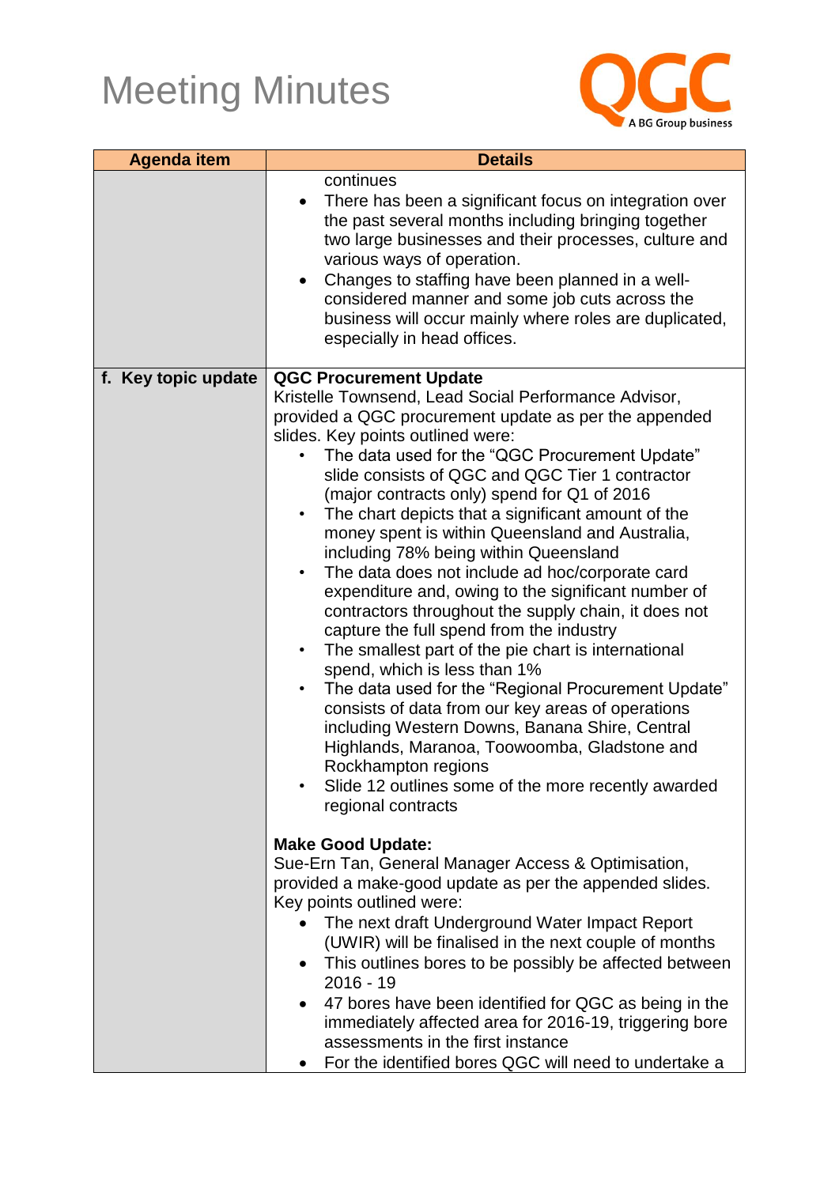# Meeting Minutes

| Agenda item | Details |
| --- | --- |
| | continues<br>• There has been a significant focus on integration over the past several months including bringing together two large businesses and their processes, culture and various ways of operation.<br>• Changes to staffing have been planned in a well-considered manner and some job cuts across the business will occur mainly where roles are duplicated, especially in head offices. |
| **f. Key topic update** | **QGC Procurement Update**<br>Kristelle Townsend, Lead Social Performance Advisor, provided a QGC procurement update as per the appended slides. Key points outlined were:<br>• The data used for the "QGC Procurement Update" slide consists of QGC and QGC Tier 1 contractor (major contracts only) spend for Q1 of 2016<br>• The chart depicts that a significant amount of the money spent is within Queensland and Australia, including 78% being within Queensland<br>• The data does not include ad hoc/corporate card expenditure and, owing to the significant number of contractors throughout the supply chain, it does not capture the full spend from the industry<br>• The smallest part of the pie chart is international spend, which is less than 1%<br>• The data used for the "Regional Procurement Update" consists of data from our key areas of operations including Western Downs, Banana Shire, Central Highlands, Maranoa, Toowoomba, Gladstone and Rockhampton regions<br>• Slide 12 outlines some of the more recently awarded regional contracts<br><br>**Make Good Update:**<br>Sue-Ern Tan, General Manager Access & Optimisation, provided a make-good update as per the appended slides. Key points outlined were:<br>• The next draft Underground Water Impact Report (UWIR) will be finalised in the next couple of months<br>• This outlines bores to be possibly be affected between 2016 - 19<br>• 47 bores have been identified for QGC as being in the immediately affected area for 2016-19, triggering bore assessments in the first instance<br>• For the identified bores QGC will need to undertake a |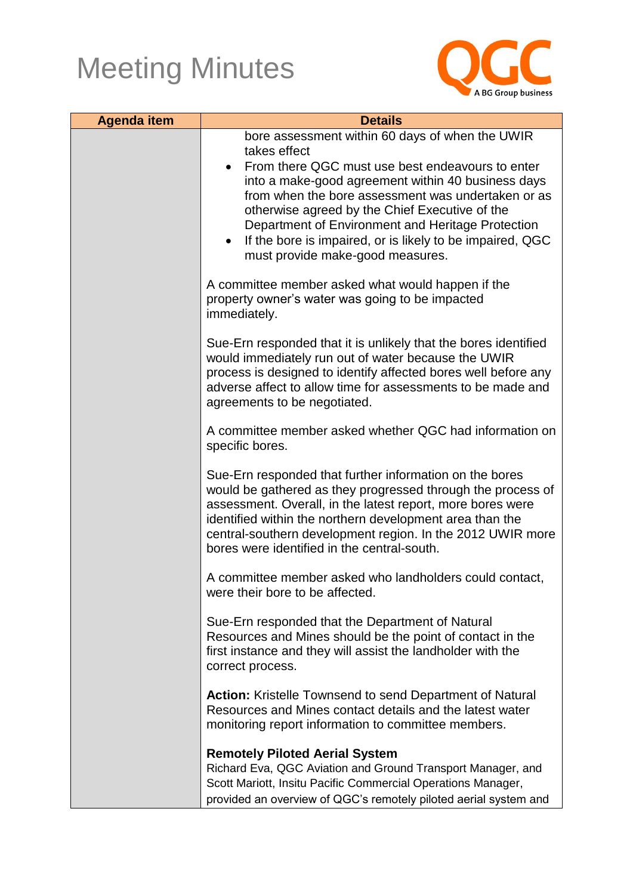# Meeting Minutes

| Agenda item | Details |
|---|---|
| | bore assessment within 60 days of when the UWIR takes effect<br>• From there QGC must use best endeavours to enter into a make-good agreement within 40 business days from when the bore assessment was undertaken or as otherwise agreed by the Chief Executive of the Department of Environment and Heritage Protection<br>• If the bore is impaired, or is likely to be impaired, QGC must provide make-good measures.<br><br>A committee member asked what would happen if the property owner's water was going to be impacted immediately.<br><br>Sue-Ern responded that it is unlikely that the bores identified would immediately run out of water because the UWIR process is designed to identify affected bores well before any adverse affect to allow time for assessments to be made and agreements to be negotiated.<br><br>A committee member asked whether QGC had information on specific bores.<br><br>Sue-Ern responded that further information on the bores would be gathered as they progressed through the process of assessment. Overall, in the latest report, more bores were identified within the northern development area than the central-southern development region. In the 2012 UWIR more bores were identified in the central-south.<br><br>A committee member asked who landholders could contact, were their bore to be affected.<br><br>Sue-Ern responded that the Department of Natural Resources and Mines should be the point of contact in the first instance and they will assist the landholder with the correct process.<br><br>**Action:** Kristelle Townsend to send Department of Natural Resources and Mines contact details and the latest water monitoring report information to committee members.<br><br>**Remotely Piloted Aerial System**<br>Richard Eva, QGC Aviation and Ground Transport Manager, and Scott Mariott, Insitu Pacific Commercial Operations Manager, provided an overview of QGC's remotely piloted aerial system and |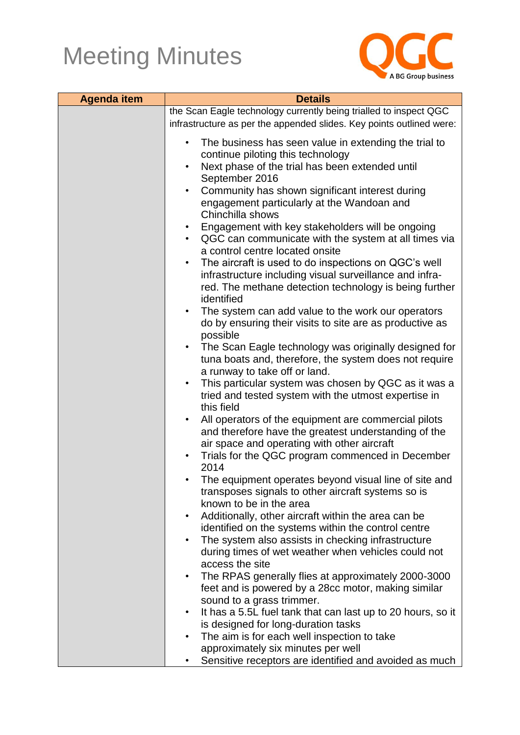# Meeting Minutes

| Agenda item | Details |
| --- | --- |
| | the Scan Eagle technology currently being trialled to inspect QGC infrastructure as per the appended slides. Key points outlined were:<br><br>• The business has seen value in extending the trial to continue piloting this technology<br>• Next phase of the trial has been extended until September 2016<br>• Community has shown significant interest during engagement particularly at the Wandoan and Chinchilla shows<br>• Engagement with key stakeholders will be ongoing<br>• QGC can communicate with the system at all times via a control centre located onsite<br>• The aircraft is used to do inspections on QGC's well infrastructure including visual surveillance and infra-red. The methane detection technology is being further identified<br>• The system can add value to the work our operators do by ensuring their visits to site are as productive as possible<br>• The Scan Eagle technology was originally designed for tuna boats and, therefore, the system does not require a runway to take off or land.<br>• This particular system was chosen by QGC as it was a tried and tested system with the utmost expertise in this field<br>• All operators of the equipment are commercial pilots and therefore have the greatest understanding of the air space and operating with other aircraft<br>• Trials for the QGC program commenced in December 2014<br>• The equipment operates beyond visual line of site and transposes signals to other aircraft systems so is known to be in the area<br>• Additionally, other aircraft within the area can be identified on the systems within the control centre<br>• The system also assists in checking infrastructure during times of wet weather when vehicles could not access the site<br>• The RPAS generally flies at approximately 2000-3000 feet and is powered by a 28cc motor, making similar sound to a grass trimmer.<br>• It has a 5.5L fuel tank that can last up to 20 hours, so it is designed for long-duration tasks<br>• The aim is for each well inspection to take approximately six minutes per well<br>• Sensitive receptors are identified and avoided as much |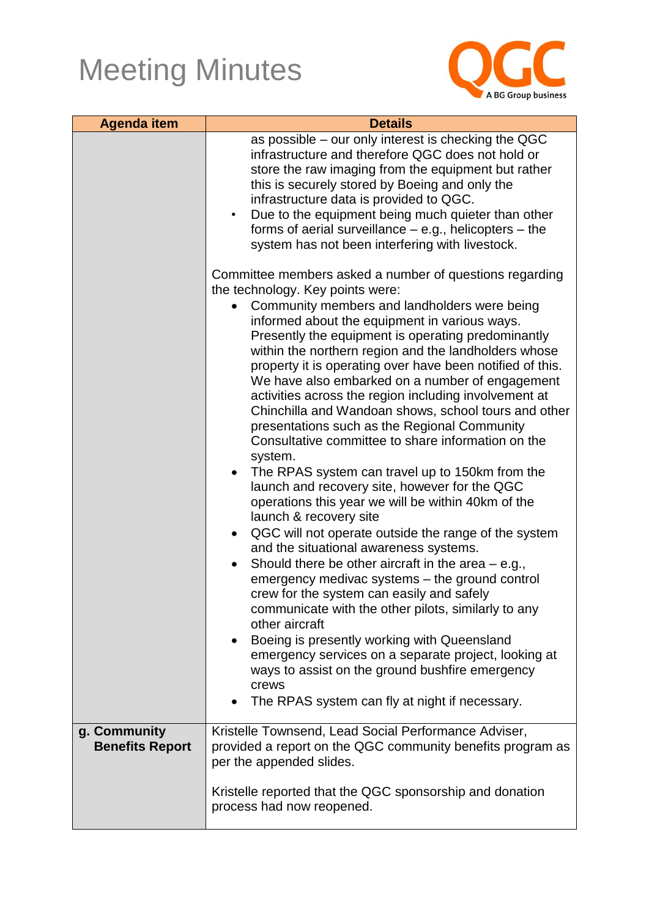# Meeting Minutes

| Agenda item | Details |
|---|---|
| | as possible – our only interest is checking the QGC infrastructure and therefore QGC does not hold or store the raw imaging from the equipment but rather this is securely stored by Boeing and only the infrastructure data is provided to QGC.<br>• Due to the equipment being much quieter than other forms of aerial surveillance – e.g., helicopters – the system has not been interfering with livestock.<br><br>Committee members asked a number of questions regarding the technology. Key points were:<br>• Community members and landholders were being informed about the equipment in various ways. Presently the equipment is operating predominantly within the northern region and the landholders whose property it is operating over have been notified of this. We have also embarked on a number of engagement activities across the region including involvement at Chinchilla and Wandoan shows, school tours and other presentations such as the Regional Community Consultative committee to share information on the system.<br>• The RPAS system can travel up to 150km from the launch and recovery site, however for the QGC operations this year we will be within 40km of the launch & recovery site<br>• QGC will not operate outside the range of the system and the situational awareness systems.<br>• Should there be other aircraft in the area – e.g., emergency medivac systems – the ground control crew for the system can easily and safely communicate with the other pilots, similarly to any other aircraft<br>• Boeing is presently working with Queensland emergency services on a separate project, looking at ways to assist on the ground bushfire emergency crews<br>• The RPAS system can fly at night if necessary. |
| **g. Community Benefits Report** | Kristelle Townsend, Lead Social Performance Adviser, provided a report on the QGC community benefits program as per the appended slides.<br><br>Kristelle reported that the QGC sponsorship and donation process had now reopened. |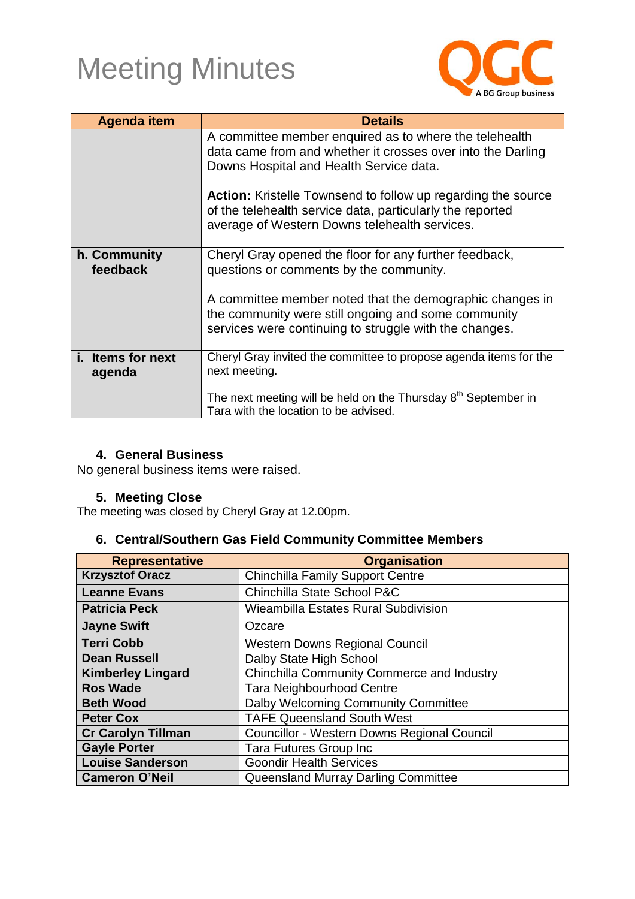# Meeting Minutes

| Agenda item | Details |
|---|---|
| | A committee member enquired as to where the telehealth data came from and whether it crosses over into the Darling Downs Hospital and Health Service data.<br><br>**Action:** Kristelle Townsend to follow up regarding the source of the telehealth service data, particularly the reported average of Western Downs telehealth services. |
| **h. Community feedback** | Cheryl Gray opened the floor for any further feedback, questions or comments by the community.<br><br>A committee member noted that the demographic changes in the community were still ongoing and some community services were continuing to struggle with the changes. |
| **i. Items for next agenda** | Cheryl Gray invited the committee to propose agenda items for the next meeting.<br><br>The next meeting will be held on the Thursday 8th September in Tara with the location to be advised. |

### 4. General Business

No general business items were raised.

### 5. Meeting Close

The meeting was closed by Cheryl Gray at 12.00pm.

### 6. Central/Southern Gas Field Community Committee Members

| Representative | Organisation |
|---|---|
| **Krzysztof Oracz** | Chinchilla Family Support Centre |
| **Leanne Evans** | Chinchilla State School P&C |
| **Patricia Peck** | Wieambilla Estates Rural Subdivision |
| **Jayne Swift** | Ozcare |
| **Terri Cobb** | Western Downs Regional Council |
| **Dean Russell** | Dalby State High School |
| **Kimberley Lingard** | Chinchilla Community Commerce and Industry |
| **Ros Wade** | Tara Neighbourhood Centre |
| **Beth Wood** | Dalby Welcoming Community Committee |
| **Peter Cox** | TAFE Queensland South West |
| **Cr Carolyn Tillman** | Councillor - Western Downs Regional Council |
| **Gayle Porter** | Tara Futures Group Inc |
| **Louise Sanderson** | Goondir Health Services |
| **Cameron O'Neil** | Queensland Murray Darling Committee |